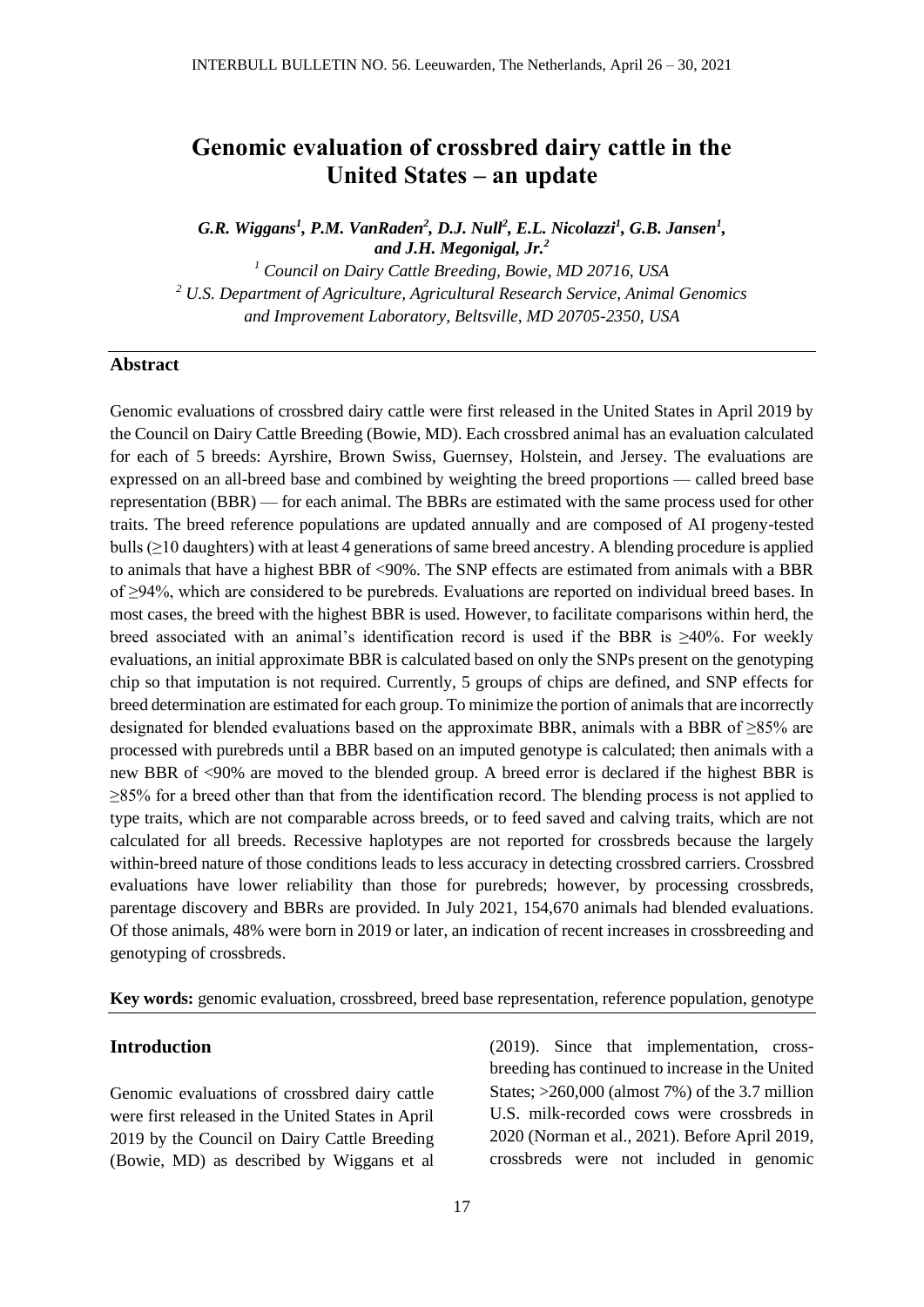# Genomic evaluation of crossbred dairy cattle in the United States – an update

***G.R. Wiggans[1], P.M. VanRaden[2], D.J. Null[2], E.L. Nicolazzi[1], G.B. Jansen[1], and J.H. Megonigal, Jr.[2]***

*[1] Council on Dairy Cattle Breeding, Bowie, MD 20716, USA*
*[2] U.S. Department of Agriculture, Agricultural Research Service, Animal Genomics and Improvement Laboratory, Beltsville, MD 20705-2350, USA*

## Abstract

Genomic evaluations of crossbred dairy cattle were first released in the United States in April 2019 by the Council on Dairy Cattle Breeding (Bowie, MD). Each crossbred animal has an evaluation calculated for each of 5 breeds: Ayrshire, Brown Swiss, Guernsey, Holstein, and Jersey. The evaluations are expressed on an all-breed base and combined by weighting the breed proportions — called breed base representation (BBR) — for each animal. The BBRs are estimated with the same process used for other traits. The breed reference populations are updated annually and are composed of AI progeny-tested bulls (≥10 daughters) with at least 4 generations of same breed ancestry. A blending procedure is applied to animals that have a highest BBR of <90%. The SNP effects are estimated from animals with a BBR of ≥94%, which are considered to be purebreds. Evaluations are reported on individual breed bases. In most cases, the breed with the highest BBR is used. However, to facilitate comparisons within herd, the breed associated with an animal's identification record is used if the BBR is ≥40%. For weekly evaluations, an initial approximate BBR is calculated based on only the SNPs present on the genotyping chip so that imputation is not required. Currently, 5 groups of chips are defined, and SNP effects for breed determination are estimated for each group. To minimize the portion of animals that are incorrectly designated for blended evaluations based on the approximate BBR, animals with a BBR of ≥85% are processed with purebreds until a BBR based on an imputed genotype is calculated; then animals with a new BBR of <90% are moved to the blended group. A breed error is declared if the highest BBR is ≥85% for a breed other than that from the identification record. The blending process is not applied to type traits, which are not comparable across breeds, or to feed saved and calving traits, which are not calculated for all breeds. Recessive haplotypes are not reported for crossbreds because the largely within-breed nature of those conditions leads to less accuracy in detecting crossbred carriers. Crossbred evaluations have lower reliability than those for purebreds; however, by processing crossbreds, parentage discovery and BBRs are provided. In July 2021, 154,670 animals had blended evaluations. Of those animals, 48% were born in 2019 or later, an indication of recent increases in crossbreeding and genotyping of crossbreds.

**Key words:** genomic evaluation, crossbreed, breed base representation, reference population, genotype

## Introduction

Genomic evaluations of crossbred dairy cattle were first released in the United States in April 2019 by the Council on Dairy Cattle Breeding (Bowie, MD) as described by Wiggans et al (2019). Since that implementation, crossbreeding has continued to increase in the United States; >260,000 (almost 7%) of the 3.7 million U.S. milk-recorded cows were crossbreds in 2020 (Norman et al., 2021). Before April 2019, crossbreds were not included in genomic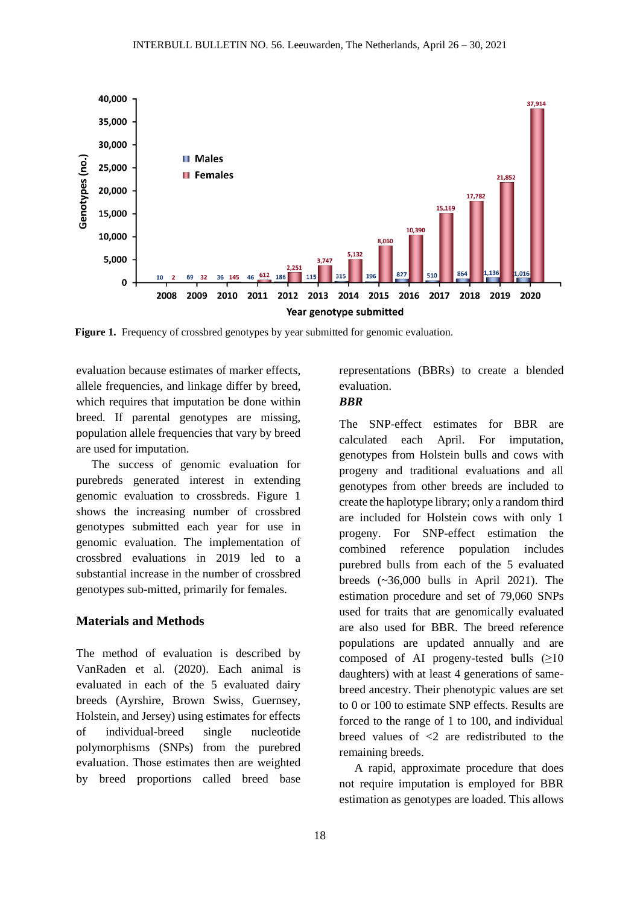Figure 1. Frequency of crossbred genotypes by year submitted for genomic evaluation.

evaluation because estimates of marker effects, allele frequencies, and linkage differ by breed, which requires that imputation be done within breed. If parental genotypes are missing, population allele frequencies that vary by breed are used for imputation.

The success of genomic evaluation for purebreds generated interest in extending genomic evaluation to crossbreds. Figure 1 shows the increasing number of crossbred genotypes submitted each year for use in genomic evaluation. The implementation of crossbred evaluations in 2019 led to a substantial increase in the number of crossbred genotypes sub-mitted, primarily for females.

## Materials and Methods

The method of evaluation is described by VanRaden et al. (2020). Each animal is evaluated in each of the 5 evaluated dairy breeds (Ayrshire, Brown Swiss, Guernsey, Holstein, and Jersey) using estimates for effects of individual-breed single nucleotide polymorphisms (SNPs) from the purebred evaluation. Those estimates then are weighted by breed proportions called breed base representations (BBRs) to create a blended evaluation.

### *BBR*

The SNP-effect estimates for BBR are calculated each April. For imputation, genotypes from Holstein bulls and cows with progeny and traditional evaluations and all genotypes from other breeds are included to create the haplotype library; only a random third are included for Holstein cows with only 1 progeny. For SNP-effect estimation the combined reference population includes purebred bulls from each of the 5 evaluated breeds (~36,000 bulls in April 2021). The estimation procedure and set of 79,060 SNPs used for traits that are genomically evaluated are also used for BBR. The breed reference populations are updated annually and are composed of AI progeny-tested bulls (≥10 daughters) with at least 4 generations of same-breed ancestry. Their phenotypic values are set to 0 or 100 to estimate SNP effects. Results are forced to the range of 1 to 100, and individual breed values of <2 are redistributed to the remaining breeds.

A rapid, approximate procedure that does not require imputation is employed for BBR estimation as genotypes are loaded. This allows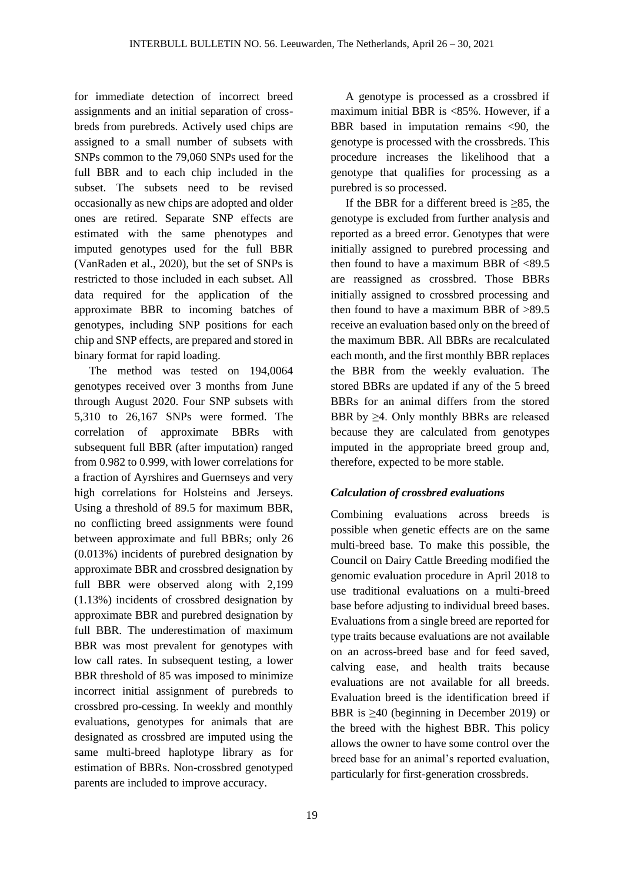for immediate detection of incorrect breed assignments and an initial separation of crossbreds from purebreds. Actively used chips are assigned to a small number of subsets with SNPs common to the 79,060 SNPs used for the full BBR and to each chip included in the subset. The subsets need to be revised occasionally as new chips are adopted and older ones are retired. Separate SNP effects are estimated with the same phenotypes and imputed genotypes used for the full BBR (VanRaden et al., 2020), but the set of SNPs is restricted to those included in each subset. All data required for the application of the approximate BBR to incoming batches of genotypes, including SNP positions for each chip and SNP effects, are prepared and stored in binary format for rapid loading.

The method was tested on 194,0064 genotypes received over 3 months from June through August 2020. Four SNP subsets with 5,310 to 26,167 SNPs were formed. The correlation of approximate BBRs with subsequent full BBR (after imputation) ranged from 0.982 to 0.999, with lower correlations for a fraction of Ayrshires and Guernseys and very high correlations for Holsteins and Jerseys. Using a threshold of 89.5 for maximum BBR, no conflicting breed assignments were found between approximate and full BBRs; only 26 (0.013%) incidents of purebred designation by approximate BBR and crossbred designation by full BBR were observed along with 2,199 (1.13%) incidents of crossbred designation by approximate BBR and purebred designation by full BBR. The underestimation of maximum BBR was most prevalent for genotypes with low call rates. In subsequent testing, a lower BBR threshold of 85 was imposed to minimize incorrect initial assignment of purebreds to crossbred pro-cessing. In weekly and monthly evaluations, genotypes for animals that are designated as crossbred are imputed using the same multi-breed haplotype library as for estimation of BBRs. Non-crossbred genotyped parents are included to improve accuracy.

A genotype is processed as a crossbred if maximum initial BBR is <85%. However, if a BBR based in imputation remains <90, the genotype is processed with the crossbreds. This procedure increases the likelihood that a genotype that qualifies for processing as a purebred is so processed.

If the BBR for a different breed is ≥85, the genotype is excluded from further analysis and reported as a breed error. Genotypes that were initially assigned to purebred processing and then found to have a maximum BBR of <89.5 are reassigned as crossbred. Those BBRs initially assigned to crossbred processing and then found to have a maximum BBR of >89.5 receive an evaluation based only on the breed of the maximum BBR. All BBRs are recalculated each month, and the first monthly BBR replaces the BBR from the weekly evaluation. The stored BBRs are updated if any of the 5 breed BBRs for an animal differs from the stored BBR by ≥4. Only monthly BBRs are released because they are calculated from genotypes imputed in the appropriate breed group and, therefore, expected to be more stable.

### *Calculation of crossbred evaluations*

Combining evaluations across breeds is possible when genetic effects are on the same multi-breed base. To make this possible, the Council on Dairy Cattle Breeding modified the genomic evaluation procedure in April 2018 to use traditional evaluations on a multi-breed base before adjusting to individual breed bases. Evaluations from a single breed are reported for type traits because evaluations are not available on an across-breed base and for feed saved, calving ease, and health traits because evaluations are not available for all breeds. Evaluation breed is the identification breed if BBR is ≥40 (beginning in December 2019) or the breed with the highest BBR. This policy allows the owner to have some control over the breed base for an animal's reported evaluation, particularly for first-generation crossbreds.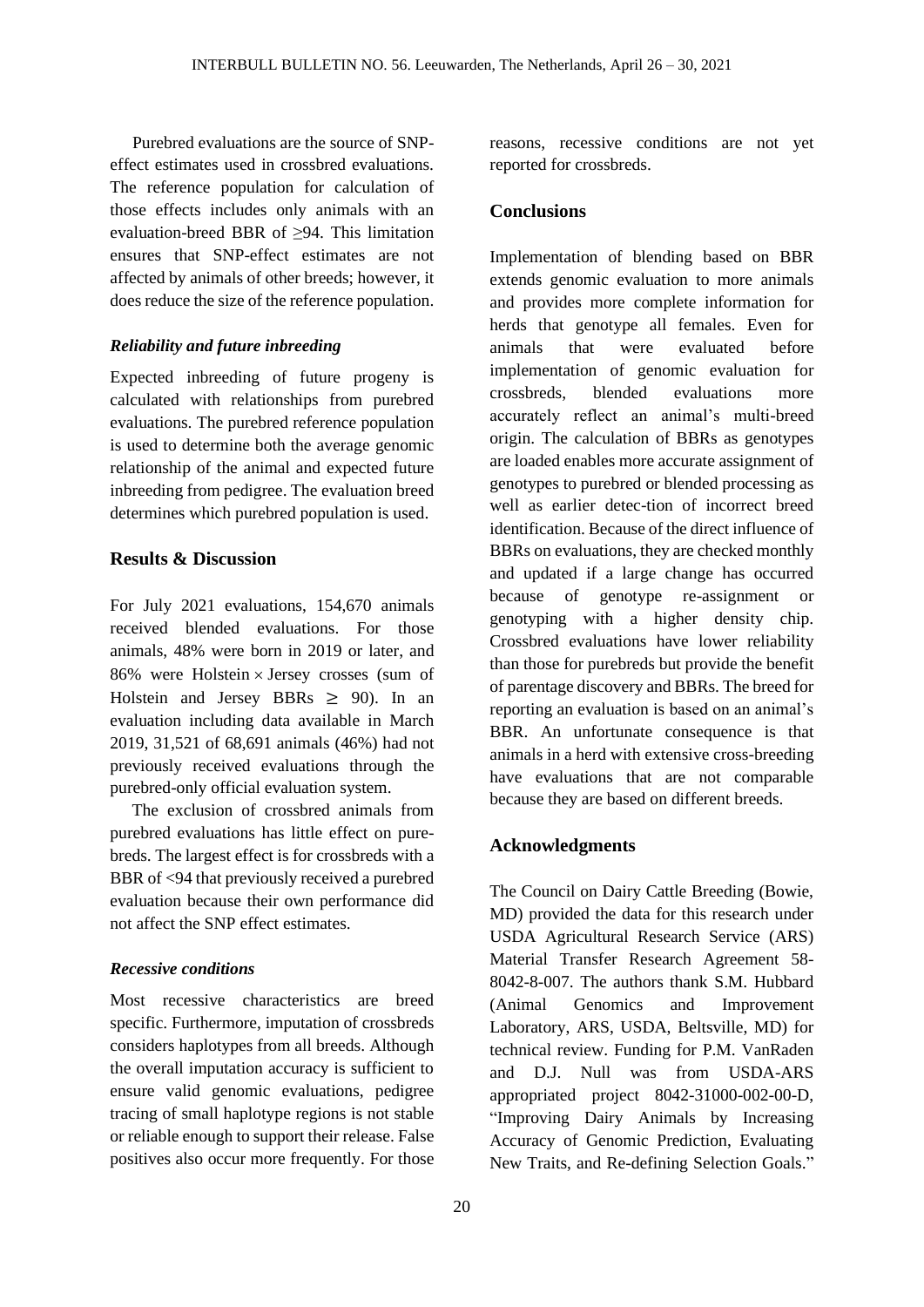Purebred evaluations are the source of SNP-effect estimates used in crossbred evaluations. The reference population for calculation of those effects includes only animals with an evaluation-breed BBR of ≥94. This limitation ensures that SNP-effect estimates are not affected by animals of other breeds; however, it does reduce the size of the reference population.

### *Reliability and future inbreeding*

Expected inbreeding of future progeny is calculated with relationships from purebred evaluations. The purebred reference population is used to determine both the average genomic relationship of the animal and expected future inbreeding from pedigree. The evaluation breed determines which purebred population is used.

## Results & Discussion

For July 2021 evaluations, 154,670 animals received blended evaluations. For those animals, 48% were born in 2019 or later, and 86% were Holstein × Jersey crosses (sum of Holstein and Jersey BBRs ≥ 90). In an evaluation including data available in March 2019, 31,521 of 68,691 animals (46%) had not previously received evaluations through the purebred-only official evaluation system.

The exclusion of crossbred animals from purebred evaluations has little effect on purebreds. The largest effect is for crossbreds with a BBR of <94 that previously received a purebred evaluation because their own performance did not affect the SNP effect estimates.

### *Recessive conditions*

Most recessive characteristics are breed specific. Furthermore, imputation of crossbreds considers haplotypes from all breeds. Although the overall imputation accuracy is sufficient to ensure valid genomic evaluations, pedigree tracing of small haplotype regions is not stable or reliable enough to support their release. False positives also occur more frequently. For those reasons, recessive conditions are not yet reported for crossbreds.

## Conclusions

Implementation of blending based on BBR extends genomic evaluation to more animals and provides more complete information for herds that genotype all females. Even for animals that were evaluated before implementation of genomic evaluation for crossbreds, blended evaluations more accurately reflect an animal's multi-breed origin. The calculation of BBRs as genotypes are loaded enables more accurate assignment of genotypes to purebred or blended processing as well as earlier detec-tion of incorrect breed identification. Because of the direct influence of BBRs on evaluations, they are checked monthly and updated if a large change has occurred because of genotype re-assignment or genotyping with a higher density chip. Crossbred evaluations have lower reliability than those for purebreds but provide the benefit of parentage discovery and BBRs. The breed for reporting an evaluation is based on an animal's BBR. An unfortunate consequence is that animals in a herd with extensive cross-breeding have evaluations that are not comparable because they are based on different breeds.

## Acknowledgments

The Council on Dairy Cattle Breeding (Bowie, MD) provided the data for this research under USDA Agricultural Research Service (ARS) Material Transfer Research Agreement 58-8042-8-007. The authors thank S.M. Hubbard (Animal Genomics and Improvement Laboratory, ARS, USDA, Beltsville, MD) for technical review. Funding for P.M. VanRaden and D.J. Null was from USDA-ARS appropriated project 8042-31000-002-00-D, "Improving Dairy Animals by Increasing Accuracy of Genomic Prediction, Evaluating New Traits, and Re-defining Selection Goals."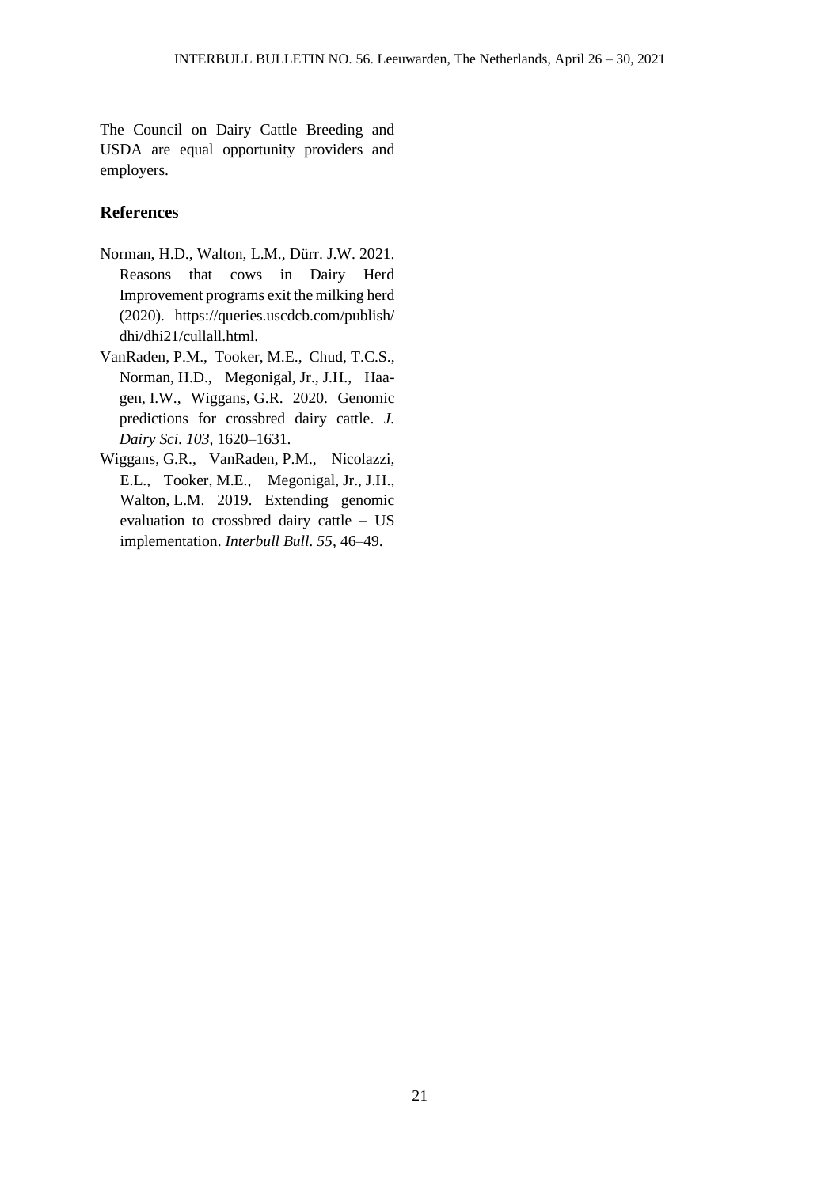The Council on Dairy Cattle Breeding and USDA are equal opportunity providers and employers.

## References

Norman, H.D., Walton, L.M., Dürr. J.W. 2021. Reasons that cows in Dairy Herd Improvement programs exit the milking herd (2020). https://queries.uscdcb.com/publish/dhi/dhi21/cullall.html.

VanRaden, P.M., Tooker, M.E., Chud, T.C.S., Norman, H.D., Megonigal, Jr., J.H., Haagen, I.W., Wiggans, G.R. 2020. Genomic predictions for crossbred dairy cattle. *J. Dairy Sci. 103*, 1620–1631.

Wiggans, G.R., VanRaden, P.M., Nicolazzi, E.L., Tooker, M.E., Megonigal, Jr., J.H., Walton, L.M. 2019. Extending genomic evaluation to crossbred dairy cattle – US implementation. *Interbull Bull. 55*, 46–49.